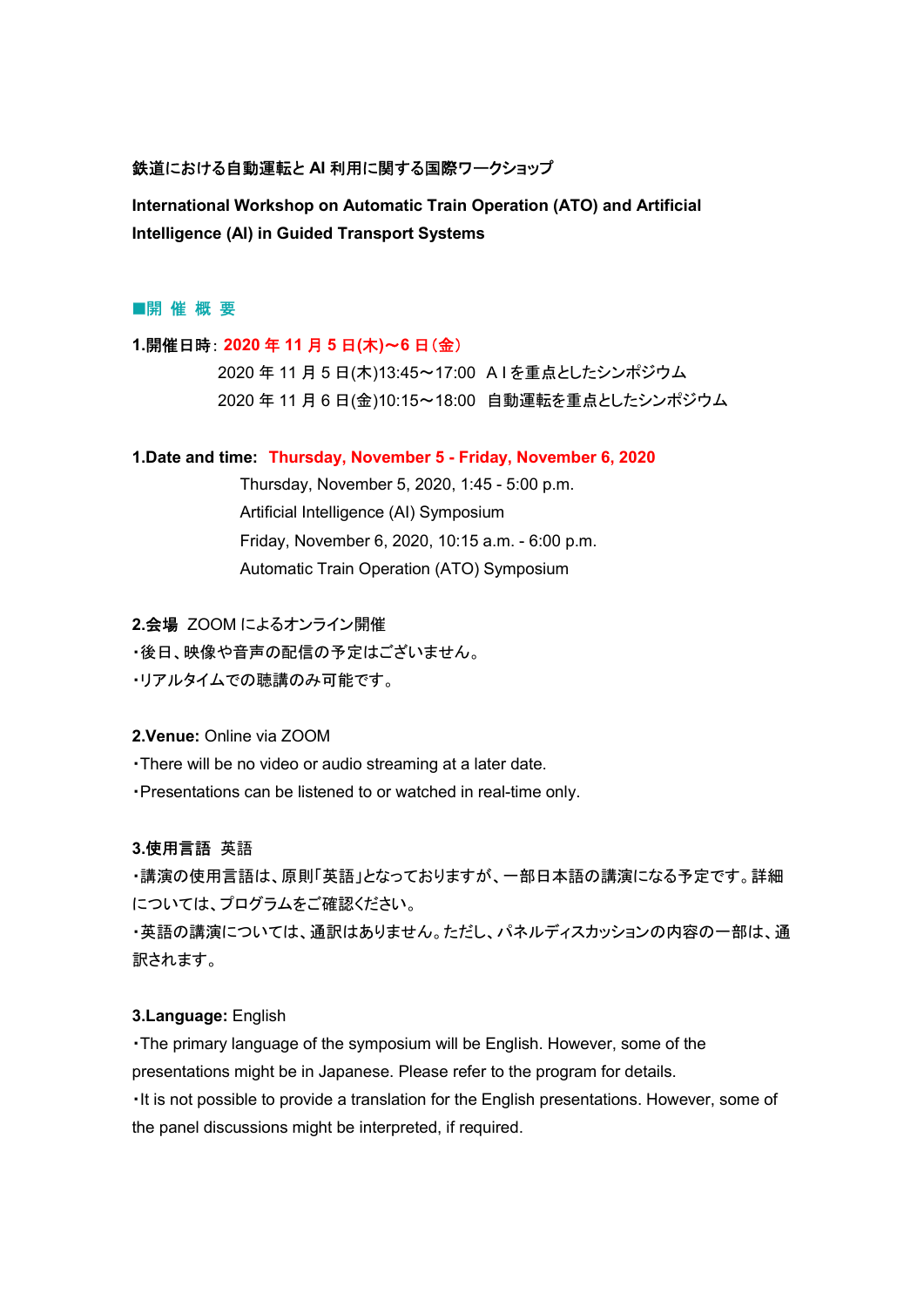**鉄道における自動運転と AI 利用に関する国際ワークショップ**

**International Workshop on Automatic Train Operation (ATO) and Artificial Intelligence (AI) in Guided Transport Systems**

## ■開 催 概 要

**1.開催日時**: **2020 年 11 月 5 日(木)～6 日（金）**

2020 年 11 月 5 日(木)13:45～17:00　A I を重点としたシンポジウム

2020 年 11 月 6 日(金)10:15～18:00　自動運転を重点としたシンポジウム

**1.Date and time:** **Thursday, November 5 - Friday, November 6, 2020**

Thursday, November 5, 2020, 1:45 - 5:00 p.m.

Artificial Intelligence (AI) Symposium

Friday, November 6, 2020, 10:15 a.m. - 6:00 p.m.

Automatic Train Operation (ATO) Symposium

**2.会場** ZOOM によるオンライン開催

・後日、映像や音声の配信の予定はございません。

・リアルタイムでの聴講のみ可能です。

**2.Venue:** Online via ZOOM

・There will be no video or audio streaming at a later date.

・Presentations can be listened to or watched in real-time only.

**3.使用言語** 英語

・講演の使用言語は、原則｢英語｣となっておりますが、一部日本語の講演になる予定です。詳細については、プログラムをご確認ください。

・英語の講演については、通訳はありません。ただし、パネルディスカッションの内容の一部は、通訳されます。

**3.Language:** English

・The primary language of the symposium will be English. However, some of the presentations might be in Japanese. Please refer to the program for details.

・It is not possible to provide a translation for the English presentations. However, some of the panel discussions might be interpreted, if required.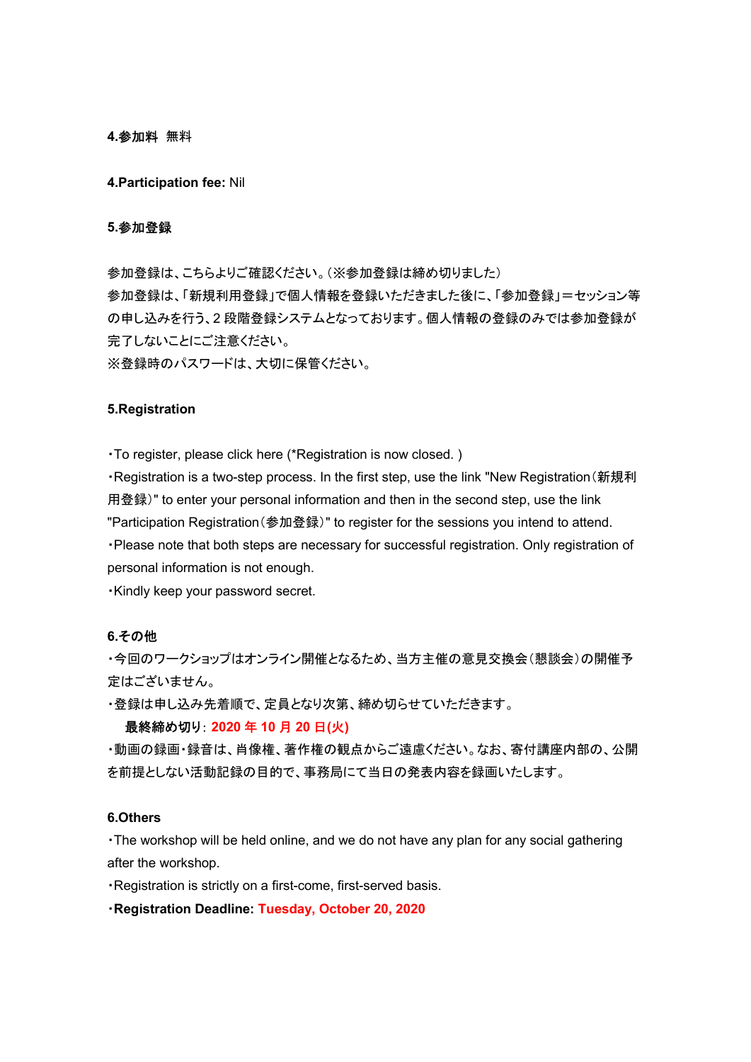**4.参加料** 無料

**4.Participation fee:** Nil

**5.参加登録**

参加登録は、こちらよりご確認ください。（※参加登録は締め切りました）
参加登録は、「新規利用登録」で個人情報を登録いただきました後に、「参加登録」＝セッション等の申し込みを行う、2 段階登録システムとなっております。個人情報の登録のみでは参加登録が完了しないことにご注意ください。
※登録時のパスワードは、大切に保管ください。

**5.Registration**

・To register, please click here (*Registration is now closed. )
・Registration is a two-step process. In the first step, use the link "New Registration（新規利用登録）" to enter your personal information and then in the second step, use the link "Participation Registration（参加登録）" to register for the sessions you intend to attend.
・Please note that both steps are necessary for successful registration. Only registration of personal information is not enough.
・Kindly keep your password secret.

**6.その他**

・今回のワークショップはオンライン開催となるため、当方主催の意見交換会（懇談会）の開催予定はございません。
・登録は申し込み先着順で、定員となり次第、締め切らせていただきます。
　**最終締め切り**: **2020 年 10 月 20 日(火)**
・動画の録画・録音は、肖像権、著作権の観点からご遠慮ください。なお、寄付講座内部の、公開を前提としない活動記録の目的で、事務局にて当日の発表内容を録画いたします。

**6.Others**

・The workshop will be held online, and we do not have any plan for any social gathering after the workshop.
・Registration is strictly on a first-come, first-served basis.
・**Registration Deadline: Tuesday, October 20, 2020**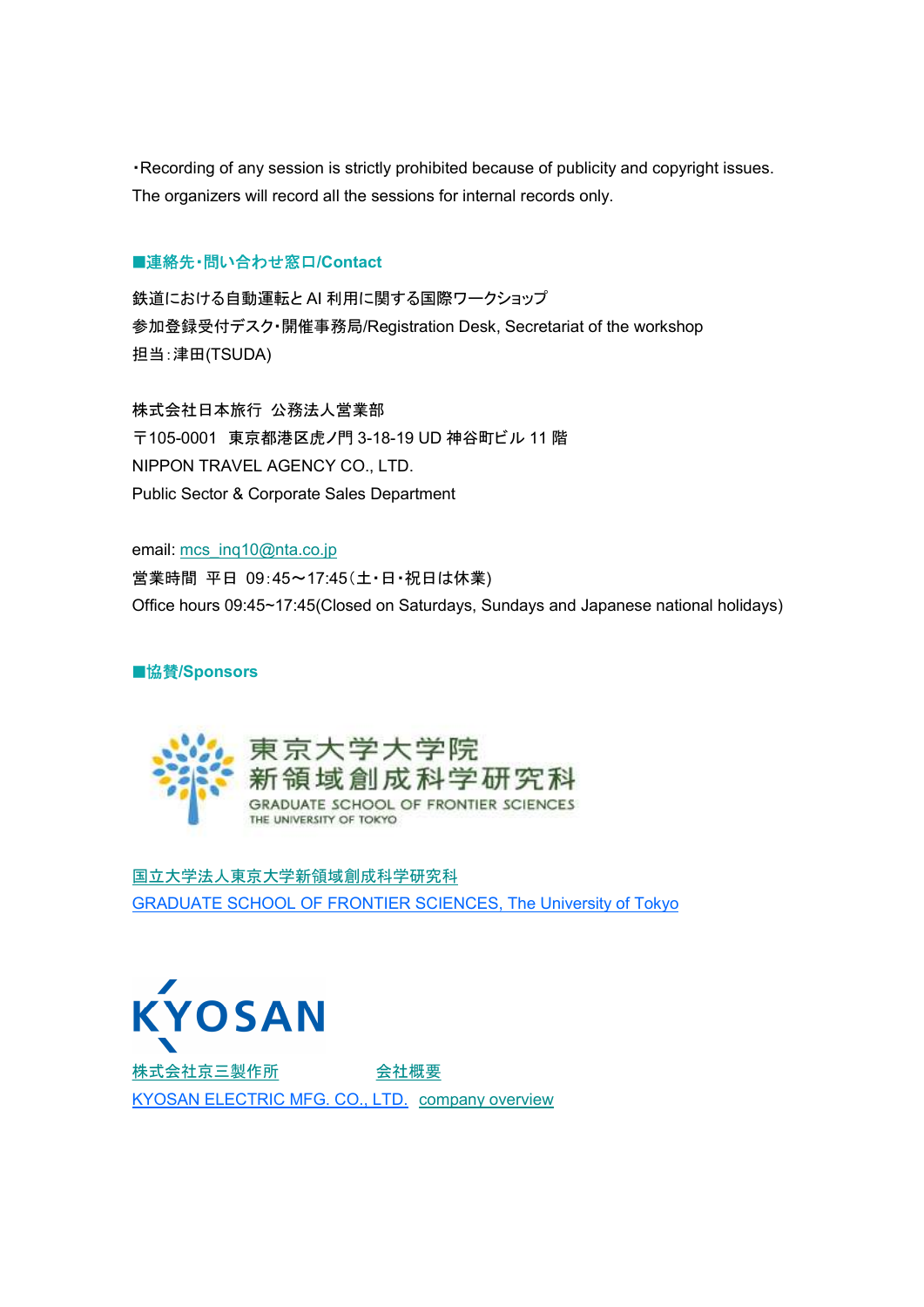・Recording of any session is strictly prohibited because of publicity and copyright issues. The organizers will record all the sessions for internal records only.

## ■連絡先・問い合わせ窓口/Contact

鉄道における自動運転と AI 利用に関する国際ワークショップ
参加登録受付デスク・開催事務局/Registration Desk, Secretariat of the workshop
担当：津田(TSUDA)

株式会社日本旅行　公務法人営業部
〒105-0001　東京都港区虎ノ門 3-18-19 UD 神谷町ビル 11 階
NIPPON TRAVEL AGENCY CO., LTD.
Public Sector & Corporate Sales Department

email: mcs_inq10@nta.co.jp
営業時間　平日　09:45～17:45（土・日・祝日は休業）
Office hours 09:45~17:45(Closed on Saturdays, Sundays and Japanese national holidays)

## ■協賛/Sponsors

東京大学大学院
新領域創成科学研究科
GRADUATE SCHOOL OF FRONTIER SCIENCES
THE UNIVERSITY OF TOKYO

国立大学法人東京大学新領域創成科学研究科
GRADUATE SCHOOL OF FRONTIER SCIENCES, The University of Tokyo

KYOSAN

株式会社京三製作所　　会社概要
KYOSAN ELECTRIC MFG. CO., LTD.　company overview